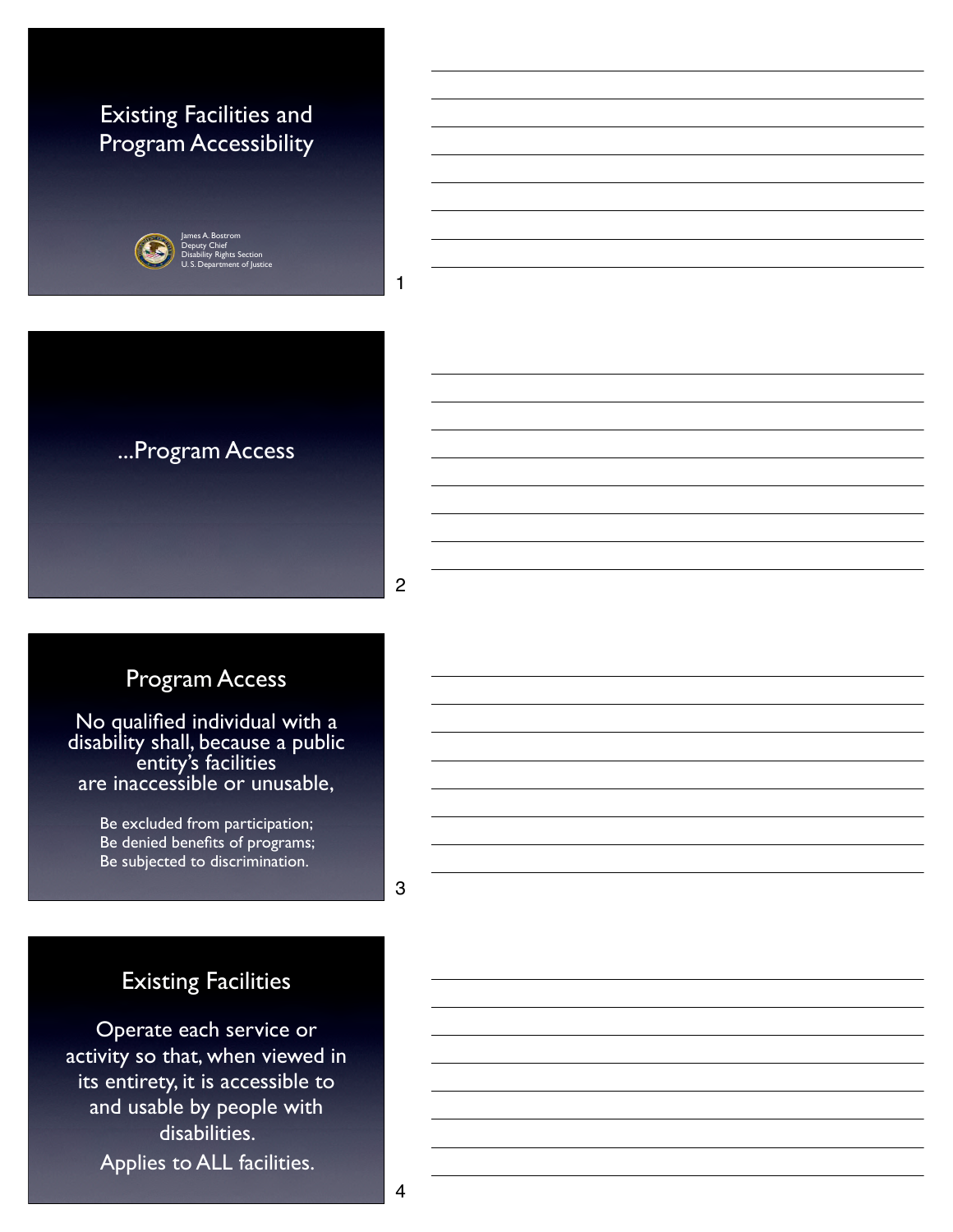# Existing Facilities and Program Accessibility

James A. Bostrom
Deputy Chief
Disability Rights Section
U.S. Department of Justice

## ...Program Access

## Program Access

No qualified individual with a disability shall, because a public entity's facilities are inaccessible or unusable,

- Be excluded from participation;
- Be denied benefits of programs;
- Be subjected to discrimination.

## Existing Facilities

Operate each service or activity so that, when viewed in its entirety, it is accessible to and usable by people with disabilities.

Applies to ALL facilities.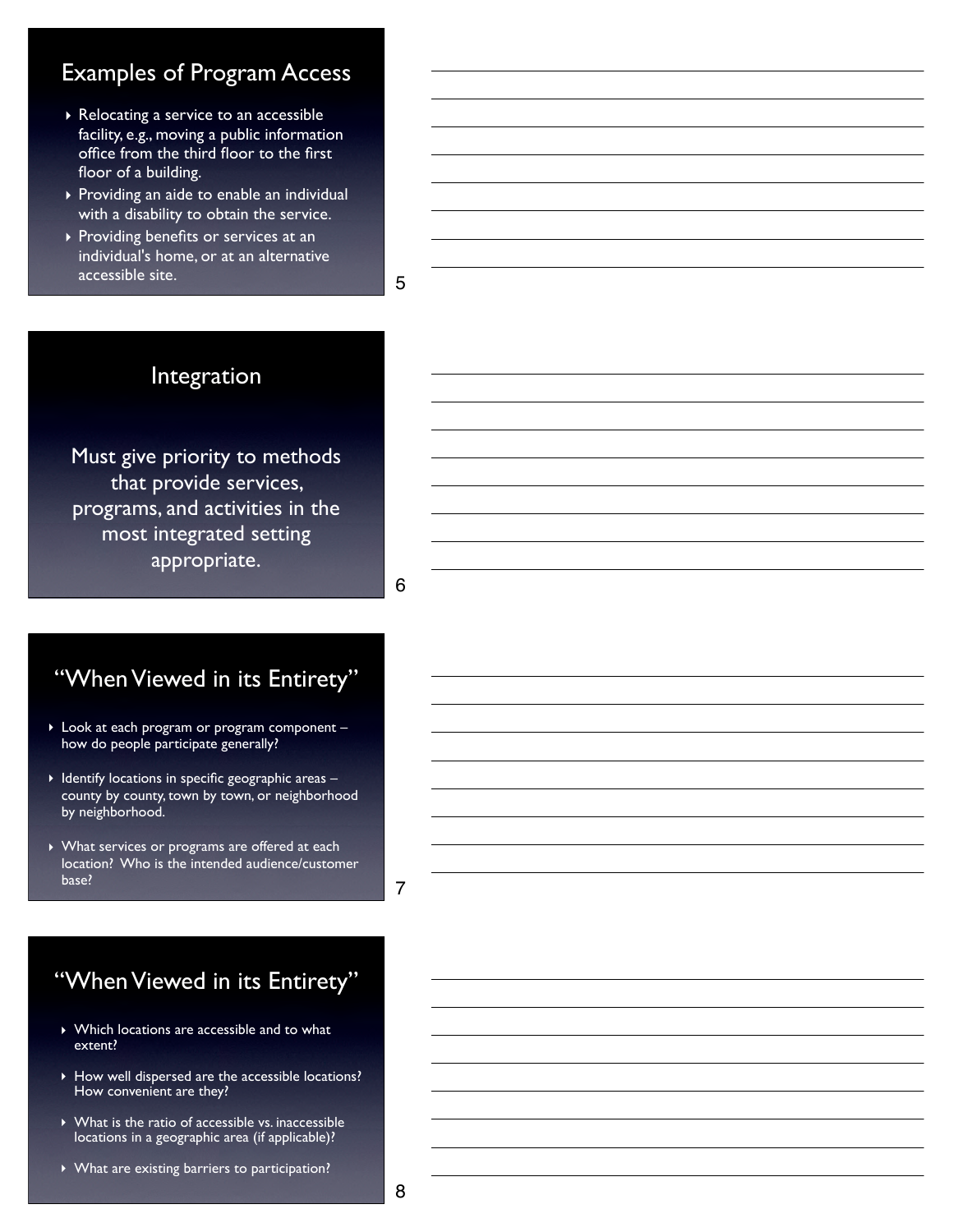## Examples of Program Access

- Relocating a service to an accessible facility, e.g., moving a public information office from the third floor to the first floor of a building.
- Providing an aide to enable an individual with a disability to obtain the service.
- Providing benefits or services at an individual's home, or at an alternative accessible site.

## Integration

Must give priority to methods that provide services, programs, and activities in the most integrated setting appropriate.

## "When Viewed in its Entirety"

- Look at each program or program component – how do people participate generally?
- Identify locations in specific geographic areas – county by county, town by town, or neighborhood by neighborhood.
- What services or programs are offered at each location? Who is the intended audience/customer base?

## "When Viewed in its Entirety"

- Which locations are accessible and to what extent?
- How well dispersed are the accessible locations? How convenient are they?
- What is the ratio of accessible vs. inaccessible locations in a geographic area (if applicable)?
- What are existing barriers to participation?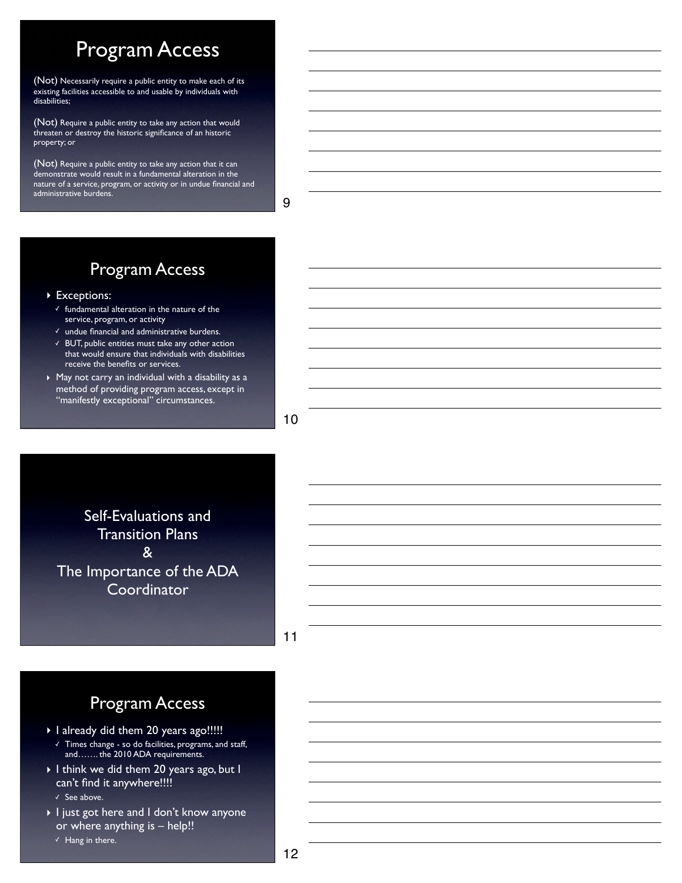## Program Access

(Not) Necessarily require a public entity to make each of its existing facilities accessible to and usable by individuals with disabilities;

(Not) Require a public entity to take any action that would threaten or destroy the historic significance of an historic property; or

(Not) Require a public entity to take any action that it can demonstrate would result in a fundamental alteration in the nature of a service, program, or activity or in undue financial and administrative burdens.

## Program Access

- Exceptions:
  - ✓ fundamental alteration in the nature of the service, program, or activity
  - ✓ undue financial and administrative burdens.
  - ✓ BUT, public entities must take any other action that would ensure that individuals with disabilities receive the benefits or services.
- May not carry an individual with a disability as a method of providing program access, except in "manifestly exceptional" circumstances.

## Self-Evaluations and Transition Plans & The Importance of the ADA Coordinator

## Program Access

- I already did them 20 years ago!!!!!
  - ✓ Times change - so do facilities, programs, and staff, and……. the 2010 ADA requirements.
- I think we did them 20 years ago, but I can't find it anywhere!!!!
  - ✓ See above.
- I just got here and I don't know anyone or where anything is – help!!
  - ✓ Hang in there.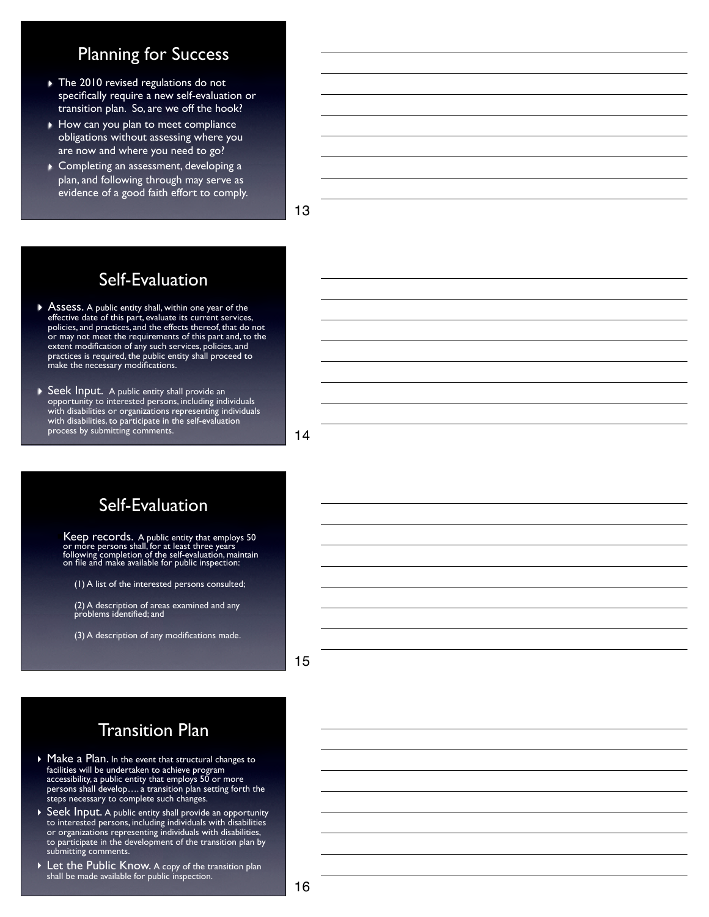## Planning for Success

- The 2010 revised regulations do not specifically require a new self-evaluation or transition plan. So, are we off the hook?
- How can you plan to meet compliance obligations without assessing where you are now and where you need to go?
- Completing an assessment, developing a plan, and following through may serve as evidence of a good faith effort to comply.

## Self-Evaluation

- **Assess.** A public entity shall, within one year of the effective date of this part, evaluate its current services, policies, and practices, and the effects thereof, that do not or may not meet the requirements of this part and, to the extent modification of any such services, policies, and practices is required, the public entity shall proceed to make the necessary modifications.
- **Seek Input.** A public entity shall provide an opportunity to interested persons, including individuals with disabilities or organizations representing individuals with disabilities, to participate in the self-evaluation process by submitting comments.

## Self-Evaluation

**Keep records.** A public entity that employs 50 or more persons shall, for at least three years following completion of the self-evaluation, maintain on file and make available for public inspection:

(1) A list of the interested persons consulted;

(2) A description of areas examined and any problems identified; and

(3) A description of any modifications made.

## Transition Plan

- **Make a Plan.** In the event that structural changes to facilities will be undertaken to achieve program accessibility, a public entity that employs 50 or more persons shall develop…. a transition plan setting forth the steps necessary to complete such changes.
- **Seek Input.** A public entity shall provide an opportunity to interested persons, including individuals with disabilities or organizations representing individuals with disabilities, to participate in the development of the transition plan by submitting comments.
- **Let the Public Know.** A copy of the transition plan shall be made available for public inspection.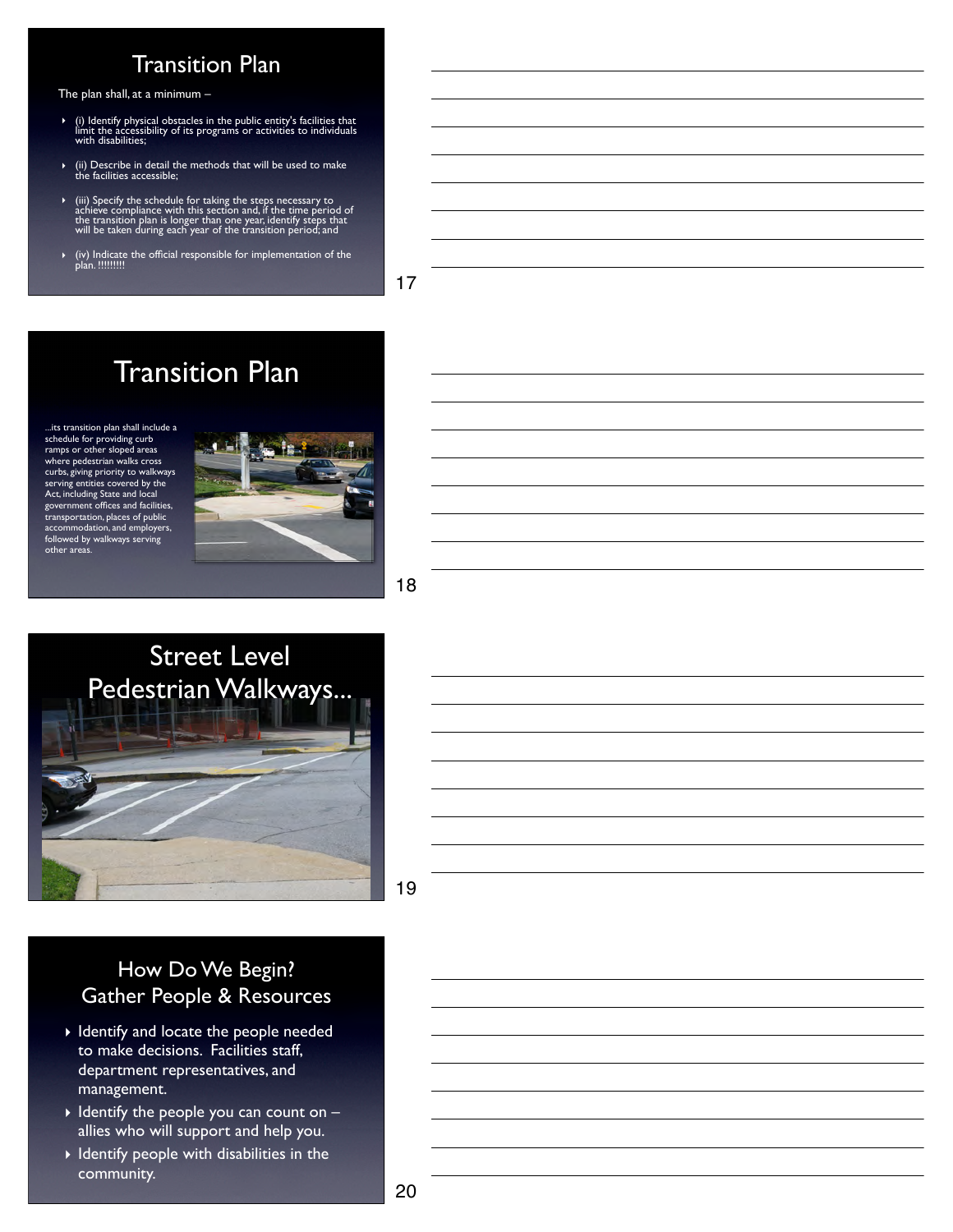## Transition Plan

The plan shall, at a minimum –

- (i) Identify physical obstacles in the public entity's facilities that limit the accessibility of its programs or activities to individuals with disabilities;
- (ii) Describe in detail the methods that will be used to make the facilities accessible;
- (iii) Specify the schedule for taking the steps necessary to achieve compliance with this section and, if the time period of the transition plan is longer than one year, identify steps that will be taken during each year of the transition period; and
- (iv) Indicate the official responsible for implementation of the plan. !!!!!!!!!

## Transition Plan

...its transition plan shall include a schedule for providing curb ramps or other sloped areas where pedestrian walks cross curbs, giving priority to walkways serving entities covered by the Act, including State and local government offices and facilities, transportation, places of public accommodation, and employers, followed by walkways serving other areas.

## Street Level Pedestrian Walkways...

## How Do We Begin? Gather People & Resources

- Identify and locate the people needed to make decisions. Facilities staff, department representatives, and management.
- Identify the people you can count on – allies who will support and help you.
- Identify people with disabilities in the community.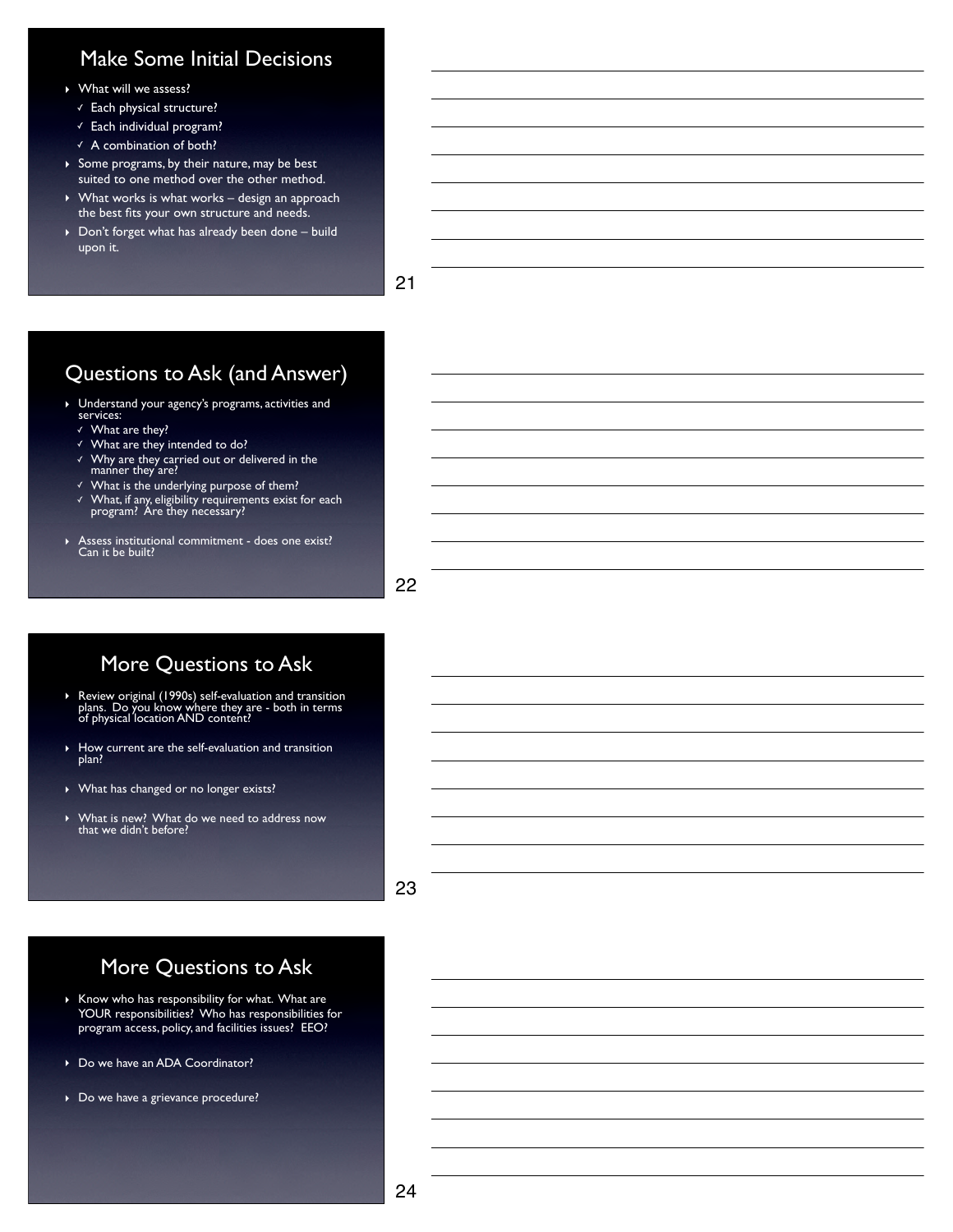## Make Some Initial Decisions

- What will we assess?
  - ✓ Each physical structure?
  - ✓ Each individual program?
  - ✓ A combination of both?
- Some programs, by their nature, may be best suited to one method over the other method.
- What works is what works – design an approach the best fits your own structure and needs.
- Don't forget what has already been done – build upon it.

## Questions to Ask (and Answer)

- Understand your agency's programs, activities and services:
  - ✓ What are they?
  - ✓ What are they intended to do?
  - ✓ Why are they carried out or delivered in the manner they are?
  - ✓ What is the underlying purpose of them?
  - ✓ What, if any, eligibility requirements exist for each program? Are they necessary?
- Assess institutional commitment - does one exist? Can it be built?

## More Questions to Ask

- Review original (1990s) self-evaluation and transition plans. Do you know where they are - both in terms of physical location AND content?
- How current are the self-evaluation and transition plan?
- What has changed or no longer exists?
- What is new? What do we need to address now that we didn't before?

## More Questions to Ask

- Know who has responsibility for what. What are YOUR responsibilities? Who has responsibilities for program access, policy, and facilities issues? EEO?
- Do we have an ADA Coordinator?
- Do we have a grievance procedure?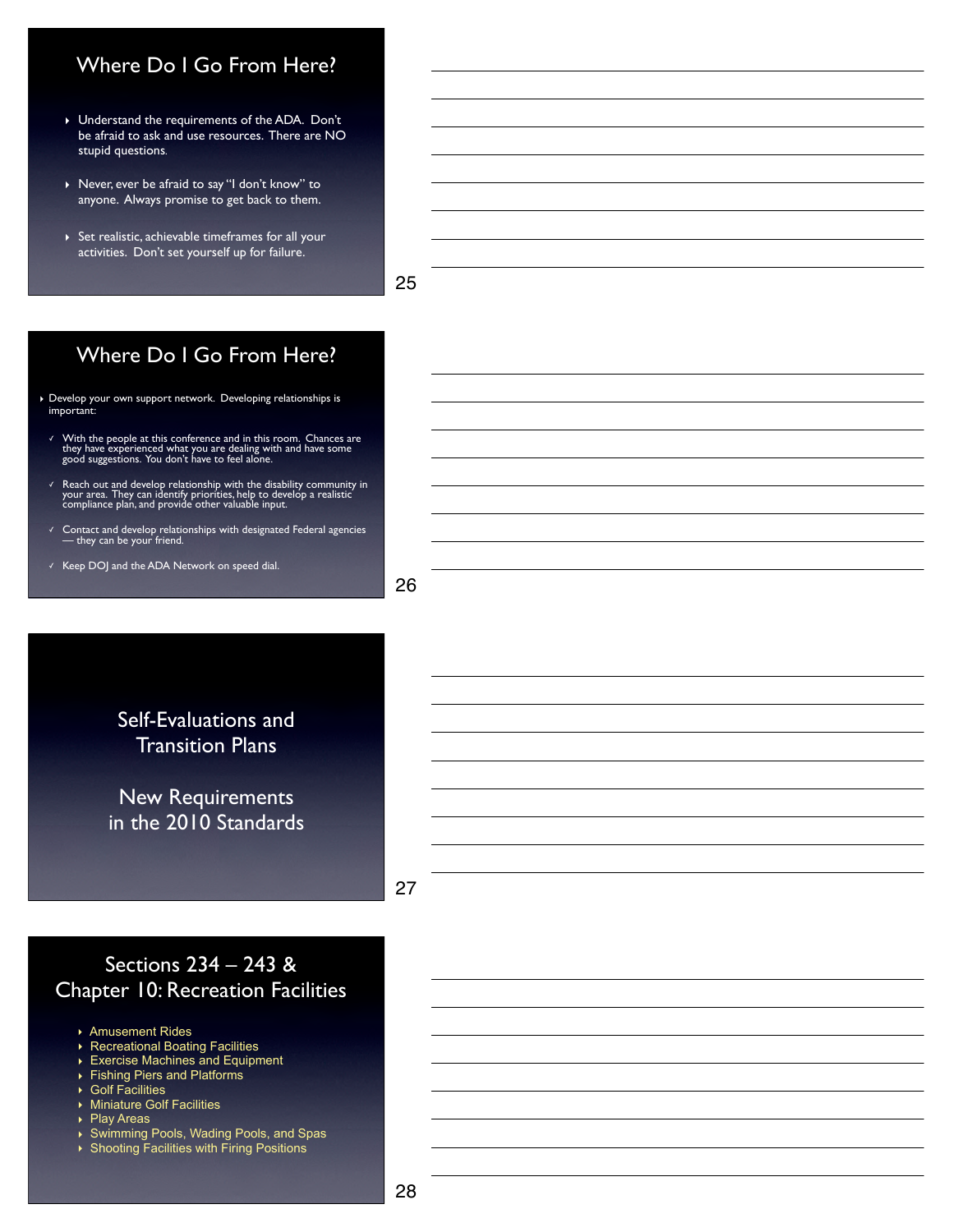## Where Do I Go From Here?

- Understand the requirements of the ADA. Don't be afraid to ask and use resources. There are NO stupid questions.
- Never, ever be afraid to say "I don't know" to anyone. Always promise to get back to them.
- Set realistic, achievable timeframes for all your activities. Don't set yourself up for failure.

## Where Do I Go From Here?

- Develop your own support network. Developing relationships is important:
  - ✓ With the people at this conference and in this room. Chances are they have experienced what you are dealing with and have some good suggestions. You don't have to feel alone.
  - ✓ Reach out and develop relationship with the disability community in your area. They can identify priorities, help to develop a realistic compliance plan, and provide other valuable input.
  - ✓ Contact and develop relationships with designated Federal agencies — they can be your friend.
  - ✓ Keep DOJ and the ADA Network on speed dial.

## Self-Evaluations and Transition Plans

## New Requirements in the 2010 Standards

## Sections 234 – 243 & Chapter 10: Recreation Facilities

- Amusement Rides
- Recreational Boating Facilities
- Exercise Machines and Equipment
- Fishing Piers and Platforms
- Golf Facilities
- Miniature Golf Facilities
- Play Areas
- Swimming Pools, Wading Pools, and Spas
- Shooting Facilities with Firing Positions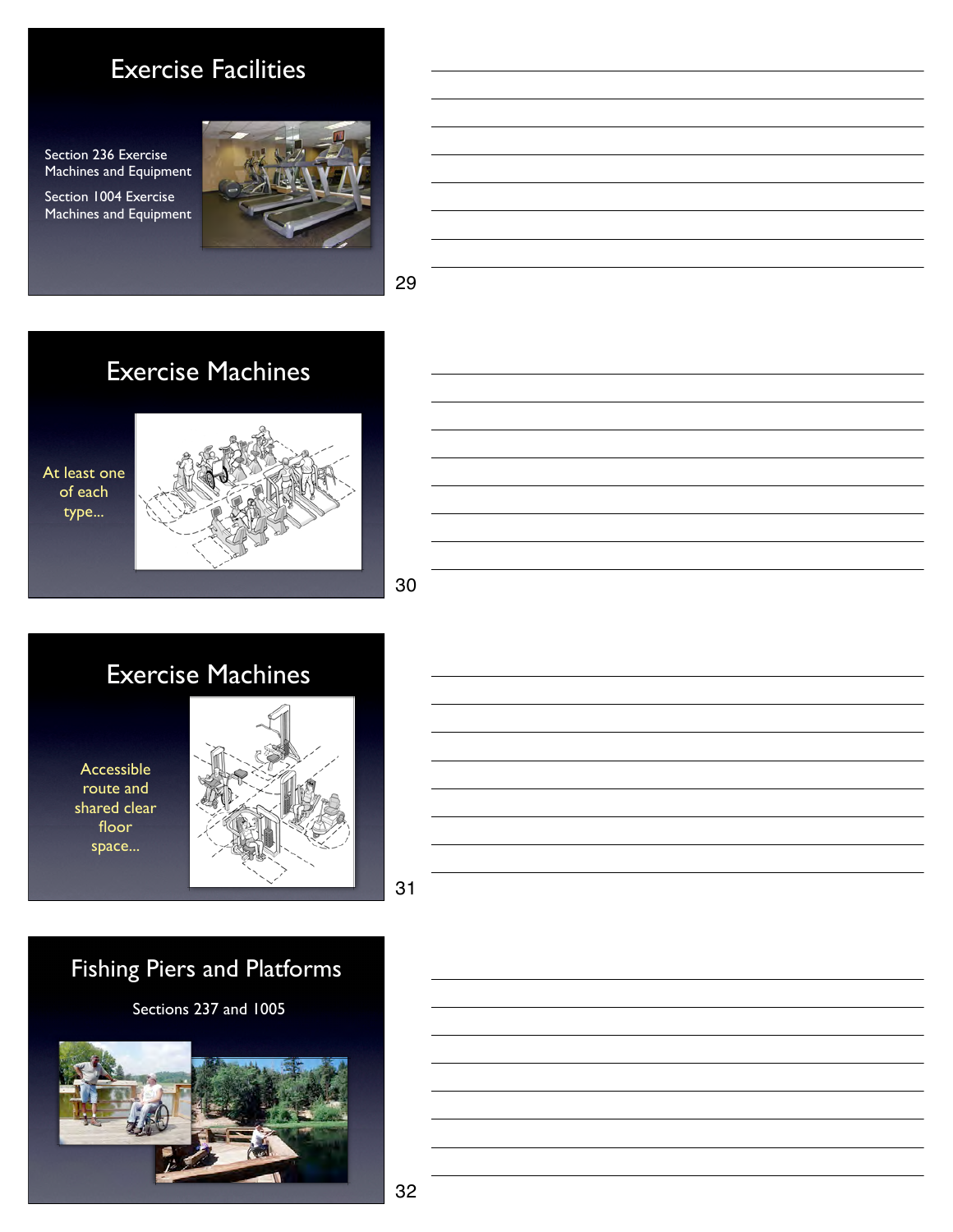## Exercise Facilities

Section 236 Exercise Machines and Equipment

Section 1004 Exercise Machines and Equipment

## Exercise Machines

At least one of each type...

## Exercise Machines

Accessible route and shared clear floor space...

## Fishing Piers and Platforms

Sections 237 and 1005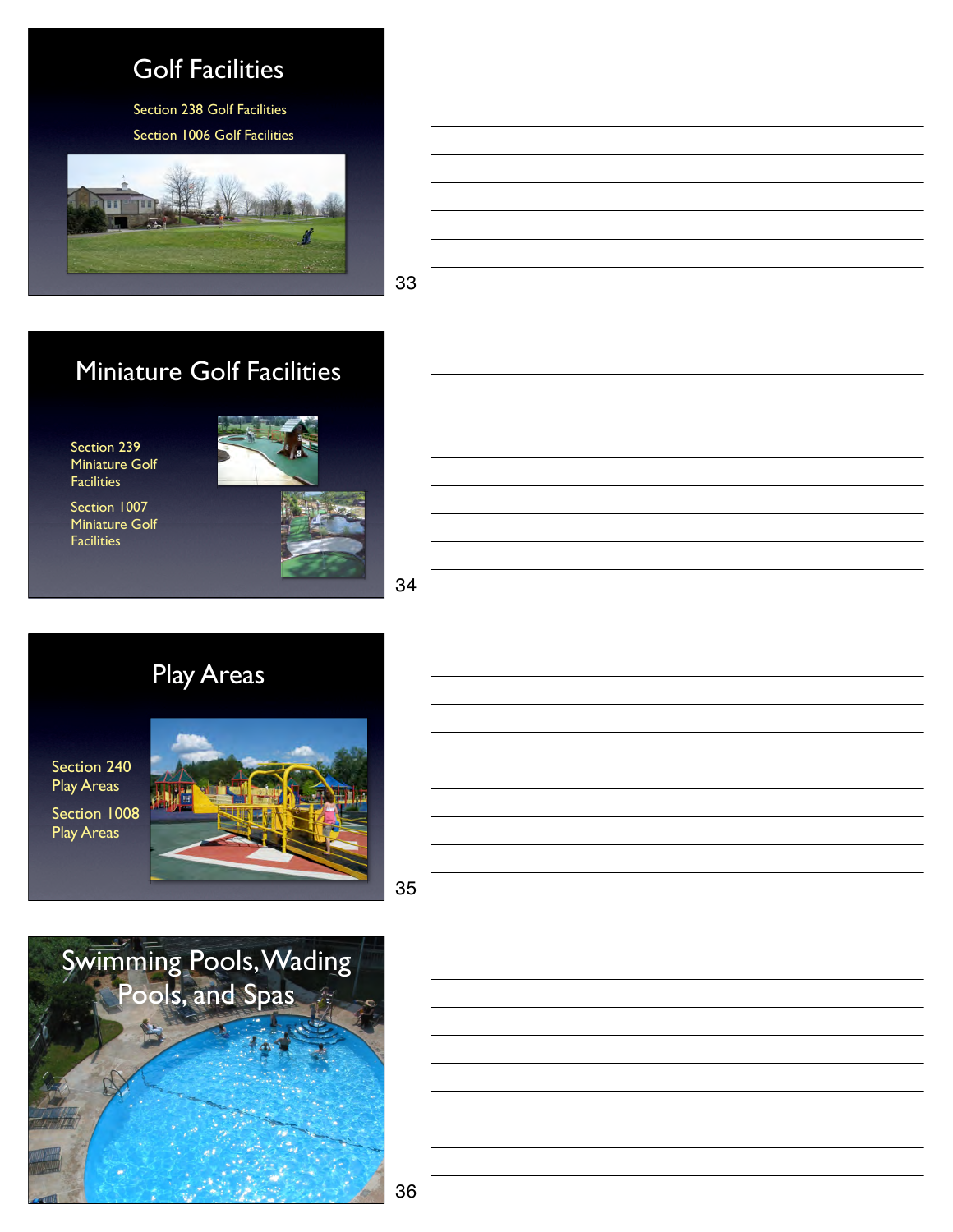## Golf Facilities

Section 238 Golf Facilities

Section 1006 Golf Facilities

## Miniature Golf Facilities

Section 239 Miniature Golf Facilities

Section 1007 Miniature Golf Facilities

## Play Areas

Section 240 Play Areas

Section 1008 Play Areas

## Swimming Pools, Wading Pools, and Spas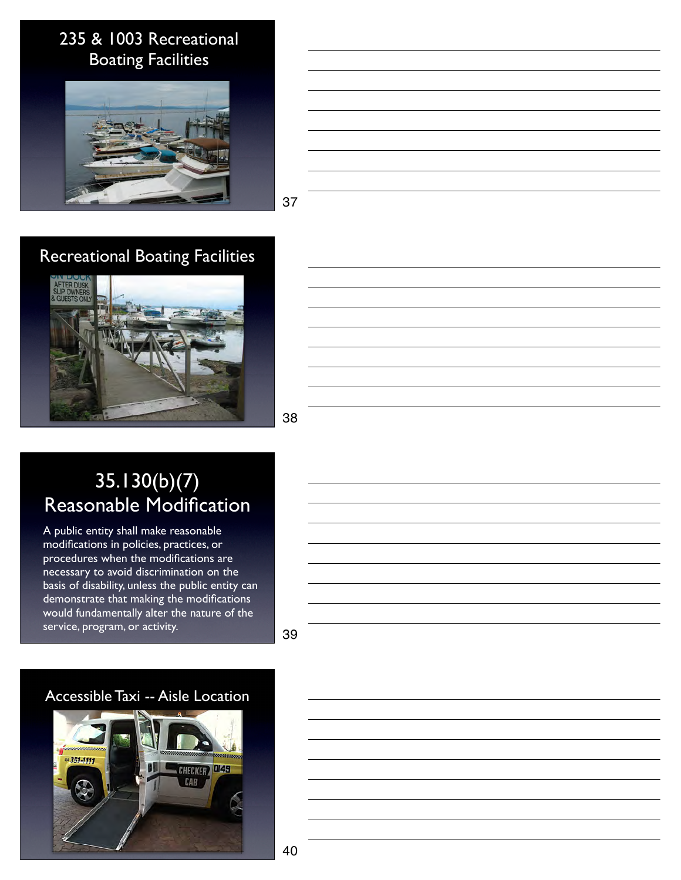## 235 & 1003 Recreational Boating Facilities

## Recreational Boating Facilities

## 35.130(b)(7) Reasonable Modification

A public entity shall make reasonable modifications in policies, practices, or procedures when the modifications are necessary to avoid discrimination on the basis of disability, unless the public entity can demonstrate that making the modifications would fundamentally alter the nature of the service, program, or activity.

## Accessible Taxi -- Aisle Location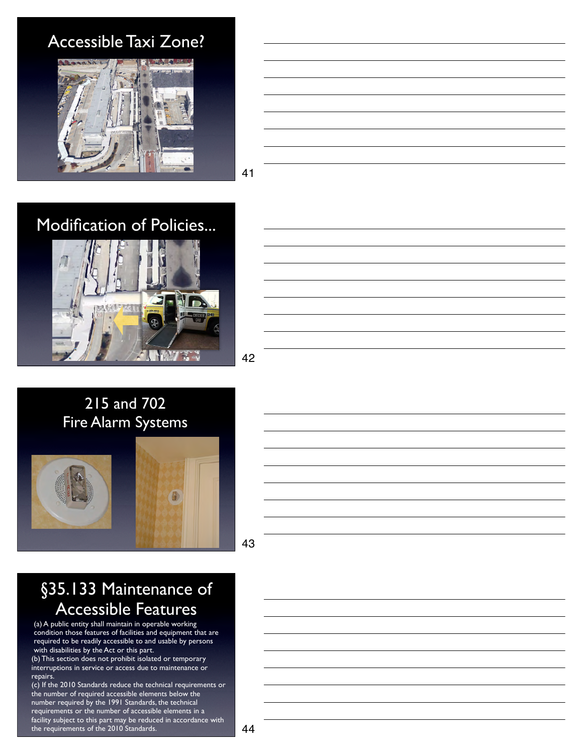## Accessible Taxi Zone?

## Modification of Policies...

## 215 and 702 Fire Alarm Systems

## §35.133 Maintenance of Accessible Features

(a) A public entity shall maintain in operable working condition those features of facilities and equipment that are required to be readily accessible to and usable by persons with disabilities by the Act or this part.

(b) This section does not prohibit isolated or temporary interruptions in service or access due to maintenance or repairs.

(c) If the 2010 Standards reduce the technical requirements or the number of required accessible elements below the number required by the 1991 Standards, the technical requirements or the number of accessible elements in a facility subject to this part may be reduced in accordance with the requirements of the 2010 Standards.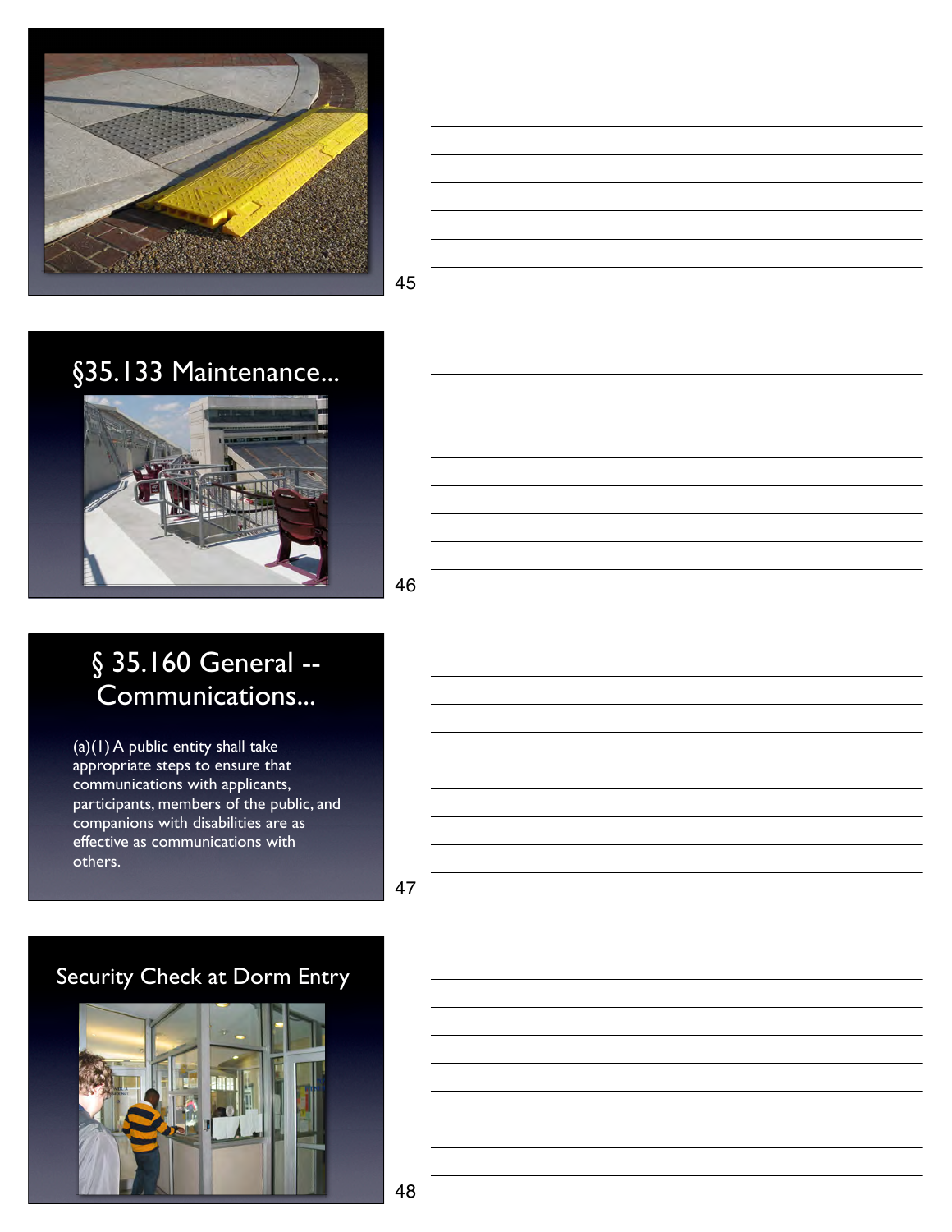## §35.133 Maintenance...

## § 35.160 General -- Communications...

(a)(1) A public entity shall take appropriate steps to ensure that communications with applicants, participants, members of the public, and companions with disabilities are as effective as communications with others.

## Security Check at Dorm Entry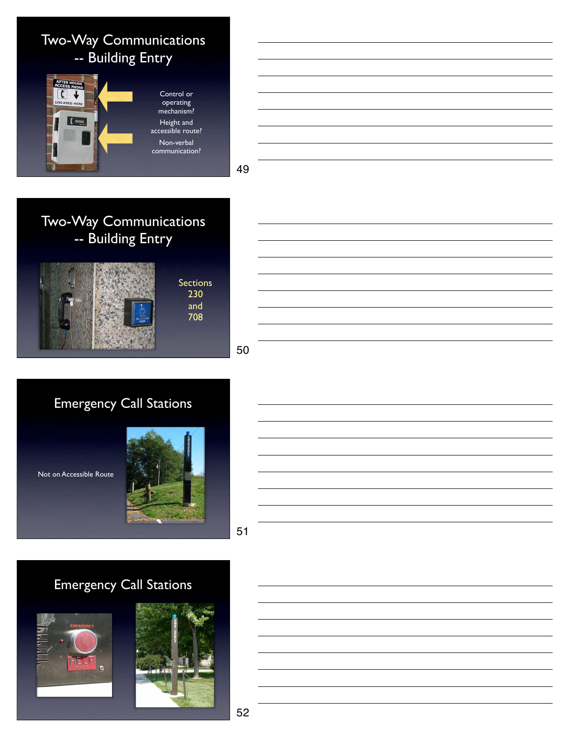## Two-Way Communications -- Building Entry

Control or operating mechanism?

Height and accessible route?

Non-verbal communication?

## Two-Way Communications -- Building Entry

Sections 230 and 708

## Emergency Call Stations

Not on Accessible Route

## Emergency Call Stations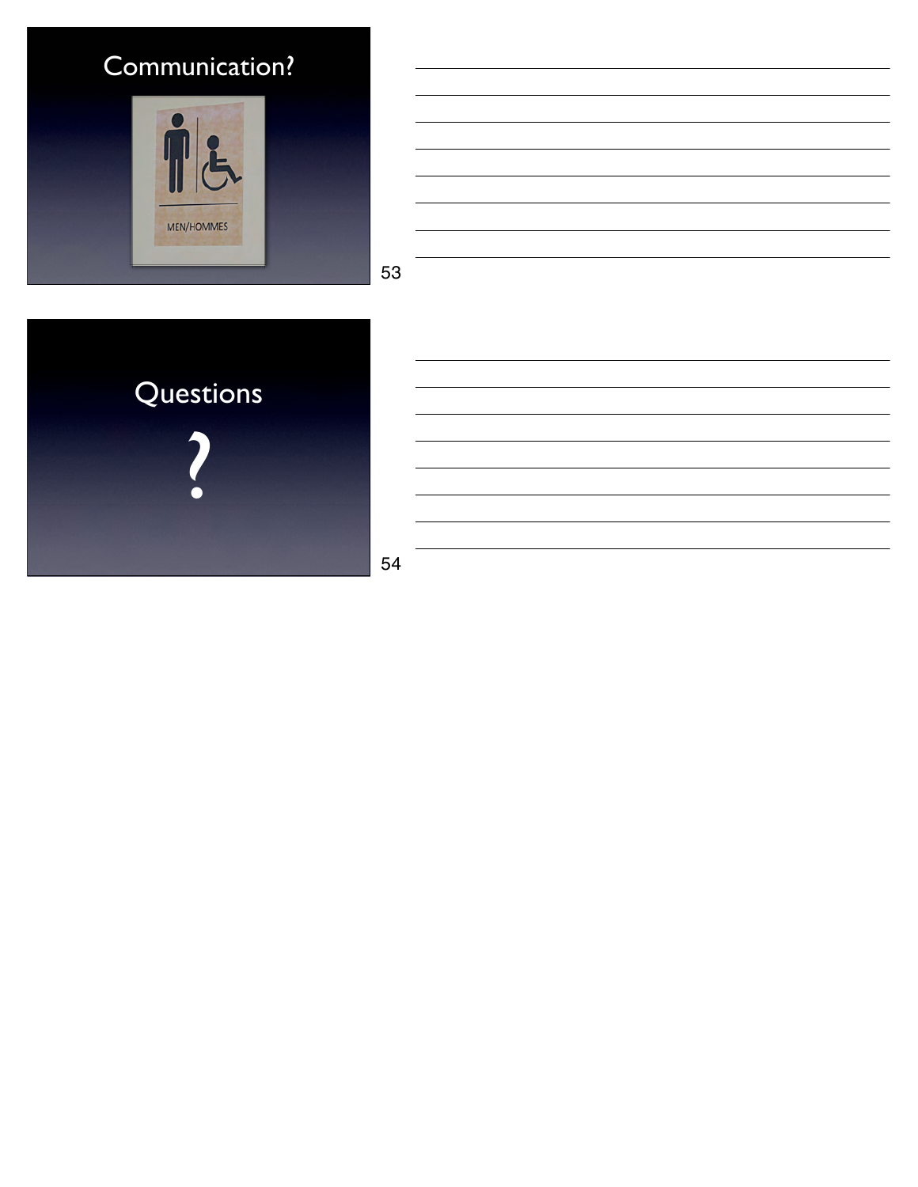## Communication?

MEN/HOMMES

## Questions

?